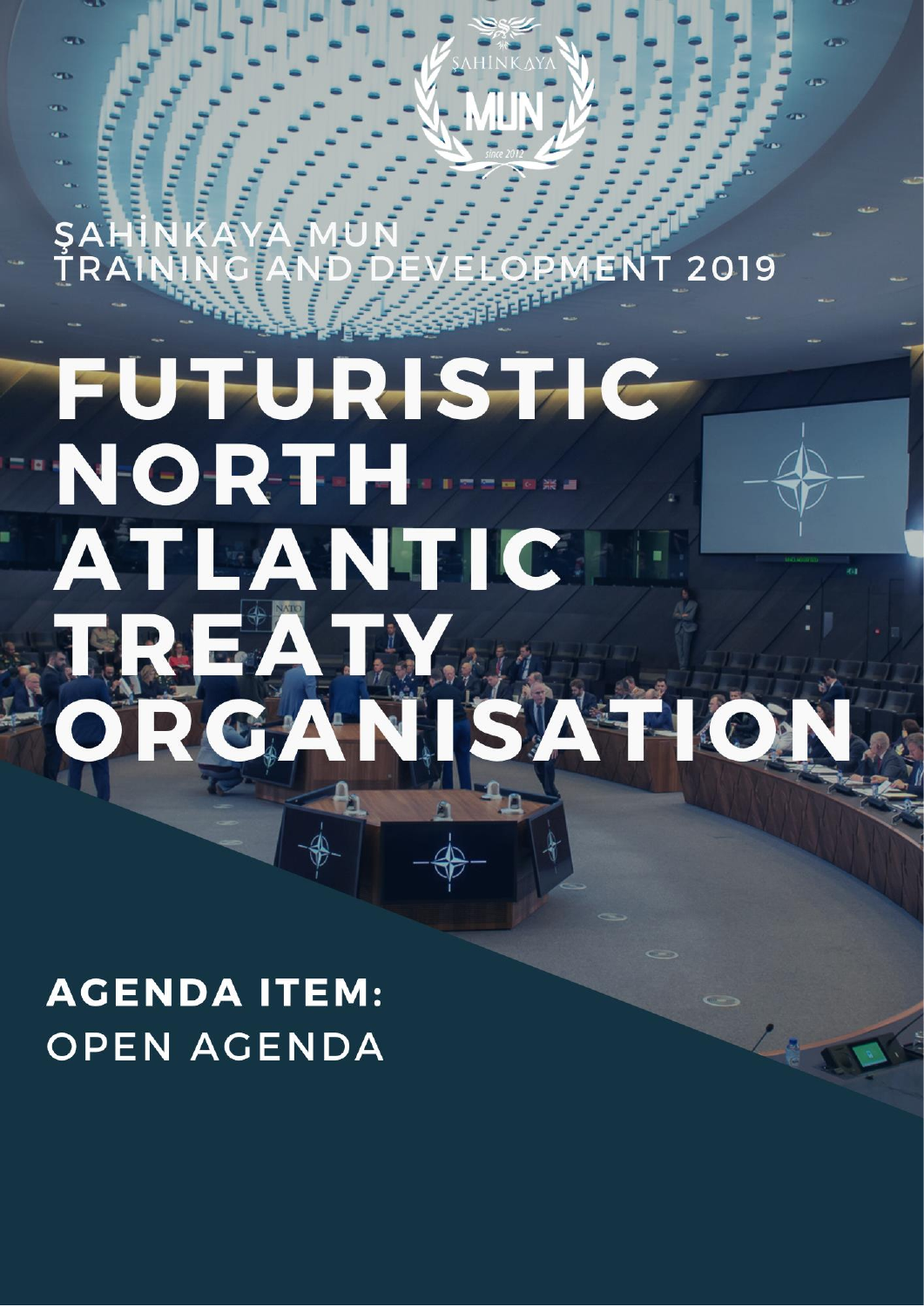ŞAHİNKAYA MUN
TRAINING AND DEVELOPMENT 2019

# FUTURISTIC NORTH ATLANTIC TREATY ORGANISATION

**AGENDA ITEM:**
OPEN AGENDA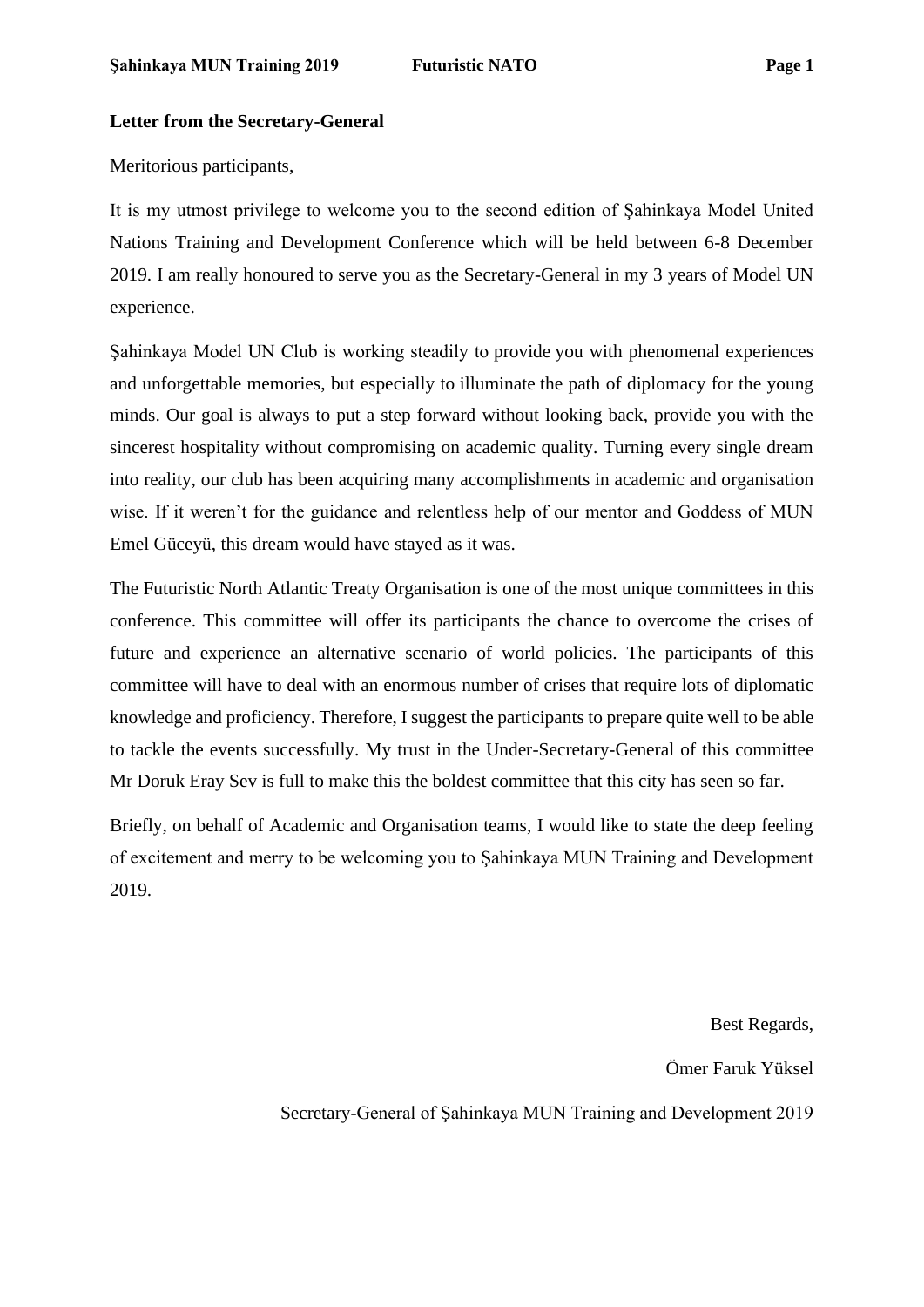**Letter from the Secretary-General**

Meritorious participants,

It is my utmost privilege to welcome you to the second edition of Şahinkaya Model United Nations Training and Development Conference which will be held between 6-8 December 2019. I am really honoured to serve you as the Secretary-General in my 3 years of Model UN experience.

Şahinkaya Model UN Club is working steadily to provide you with phenomenal experiences and unforgettable memories, but especially to illuminate the path of diplomacy for the young minds. Our goal is always to put a step forward without looking back, provide you with the sincerest hospitality without compromising on academic quality. Turning every single dream into reality, our club has been acquiring many accomplishments in academic and organisation wise. If it weren't for the guidance and relentless help of our mentor and Goddess of MUN Emel Güceyü, this dream would have stayed as it was.

The Futuristic North Atlantic Treaty Organisation is one of the most unique committees in this conference. This committee will offer its participants the chance to overcome the crises of future and experience an alternative scenario of world policies. The participants of this committee will have to deal with an enormous number of crises that require lots of diplomatic knowledge and proficiency. Therefore, I suggest the participants to prepare quite well to be able to tackle the events successfully. My trust in the Under-Secretary-General of this committee Mr Doruk Eray Sev is full to make this the boldest committee that this city has seen so far.

Briefly, on behalf of Academic and Organisation teams, I would like to state the deep feeling of excitement and merry to be welcoming you to Şahinkaya MUN Training and Development 2019.

Best Regards,

Ömer Faruk Yüksel

Secretary-General of Şahinkaya MUN Training and Development 2019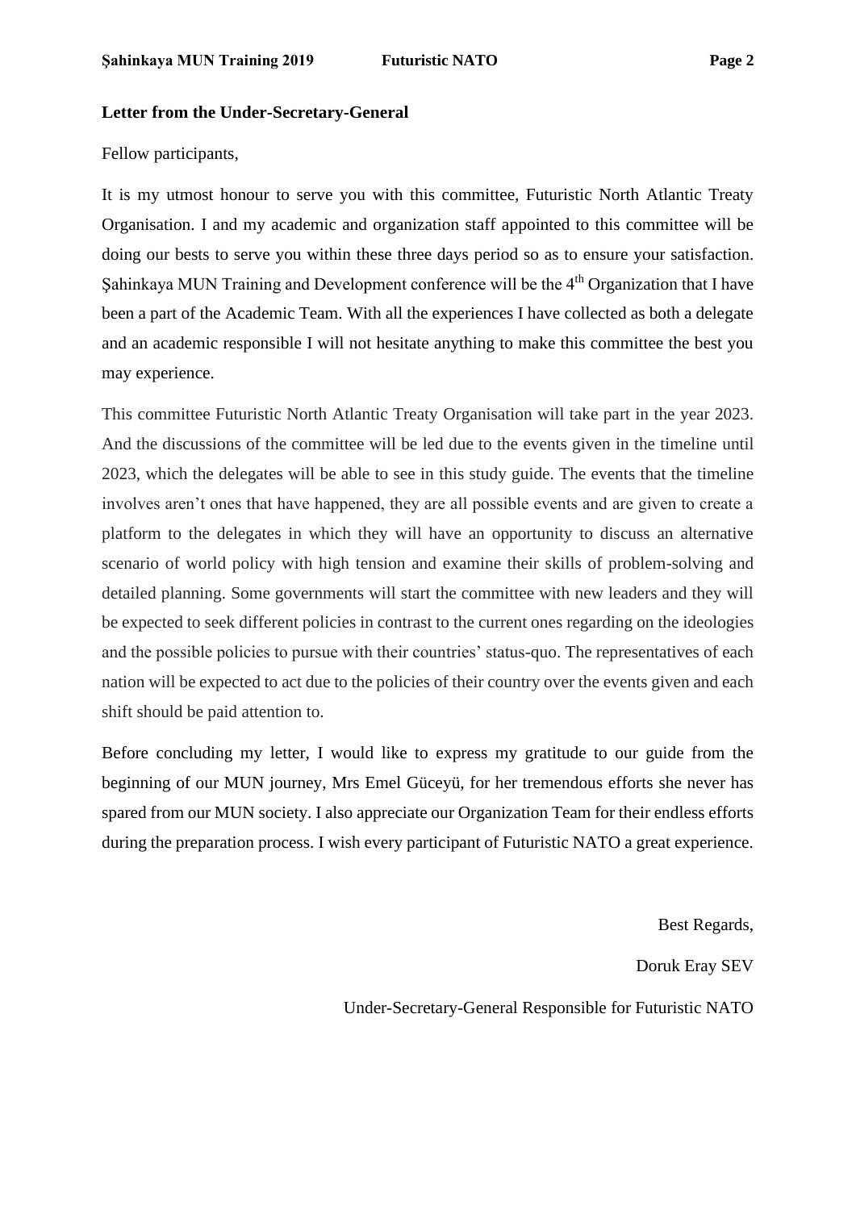**Letter from the Under-Secretary-General**

Fellow participants,

It is my utmost honour to serve you with this committee, Futuristic North Atlantic Treaty Organisation. I and my academic and organization staff appointed to this committee will be doing our bests to serve you within these three days period so as to ensure your satisfaction. Şahinkaya MUN Training and Development conference will be the 4th Organization that I have been a part of the Academic Team. With all the experiences I have collected as both a delegate and an academic responsible I will not hesitate anything to make this committee the best you may experience.

This committee Futuristic North Atlantic Treaty Organisation will take part in the year 2023. And the discussions of the committee will be led due to the events given in the timeline until 2023, which the delegates will be able to see in this study guide. The events that the timeline involves aren't ones that have happened, they are all possible events and are given to create a platform to the delegates in which they will have an opportunity to discuss an alternative scenario of world policy with high tension and examine their skills of problem-solving and detailed planning. Some governments will start the committee with new leaders and they will be expected to seek different policies in contrast to the current ones regarding on the ideologies and the possible policies to pursue with their countries' status-quo. The representatives of each nation will be expected to act due to the policies of their country over the events given and each shift should be paid attention to.

Before concluding my letter, I would like to express my gratitude to our guide from the beginning of our MUN journey, Mrs Emel Güceyü, for her tremendous efforts she never has spared from our MUN society. I also appreciate our Organization Team for their endless efforts during the preparation process. I wish every participant of Futuristic NATO a great experience.

Best Regards,

Doruk Eray SEV

Under-Secretary-General Responsible for Futuristic NATO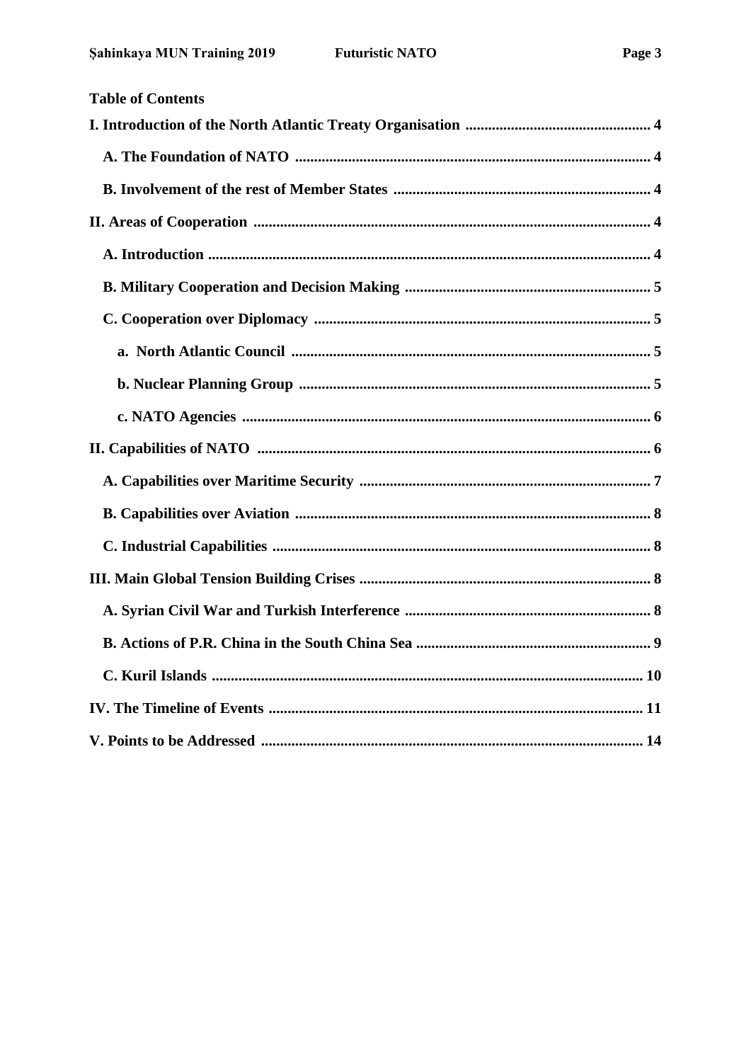**Table of Contents**

**I. Introduction of the North Atlantic Treaty Organisation** .................................................. **4**

- **A. The Foundation of NATO** .................................................................................... **4**
- **B. Involvement of the rest of Member States** ......................................................... **4**

**II. Areas of Cooperation** ......................................................................................... **4**

- **A. Introduction** ......................................................................................................... **4**
- **B. Military Cooperation and Decision Making** ......................................................... **5**
- **C. Cooperation over Diplomacy** ............................................................................... **5**
  - **a. North Atlantic Council** ..................................................................................... **5**
  - **b. Nuclear Planning Group** ................................................................................... **5**
  - **c. NATO Agencies** ................................................................................................. **6**

**II. Capabilities of NATO** ......................................................................................... **6**

- **A. Capabilities over Maritime Security** ................................................................... **7**
- **B. Capabilities over Aviation** ................................................................................... **8**
- **C. Industrial Capabilities** ......................................................................................... **8**

**III. Main Global Tension Building Crises** ............................................................... **8**

- **A. Syrian Civil War and Turkish Interference** ......................................................... **8**
- **B. Actions of P.R. China in the South China Sea** ..................................................... **9**
- **C. Kuril Islands** ......................................................................................................... **10**

**IV. The Timeline of Events** ...................................................................................... **11**

**V. Points to be Addressed** ........................................................................................ **14**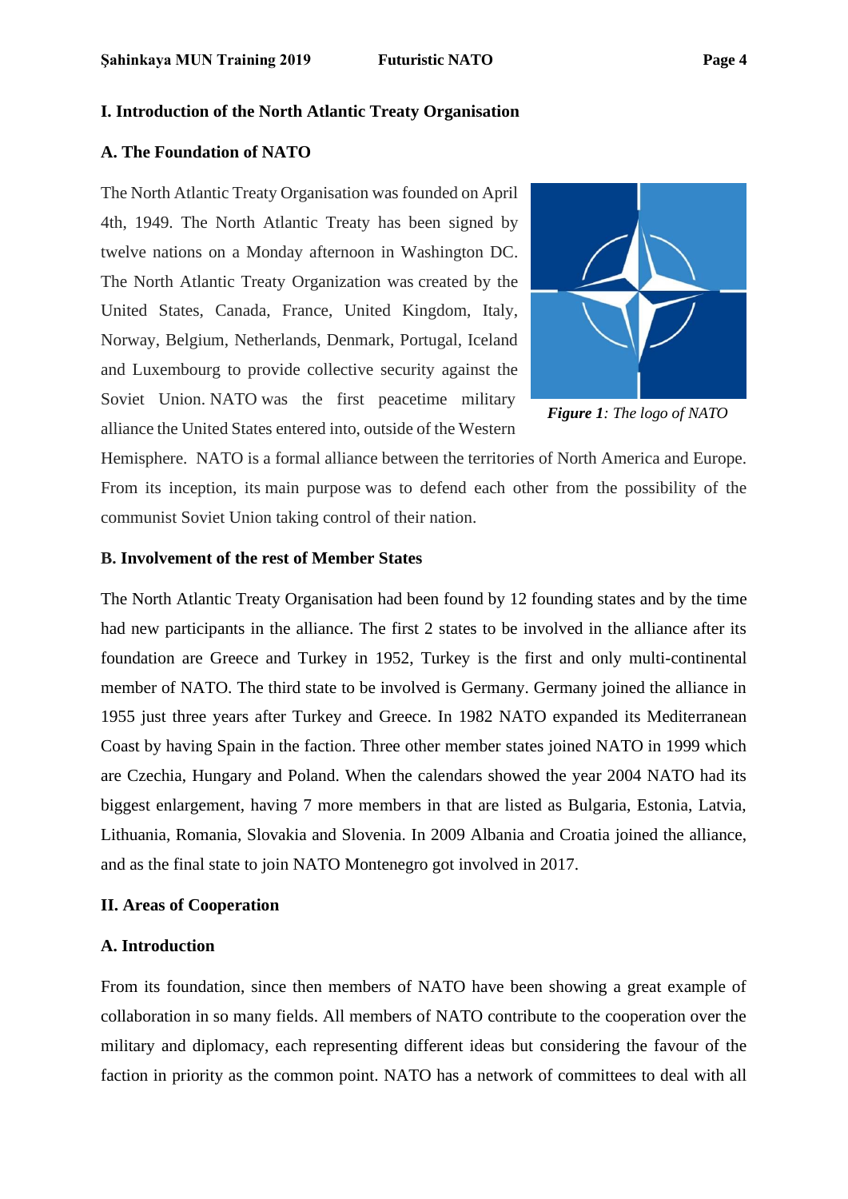## I. Introduction of the North Atlantic Treaty Organisation

### A. The Foundation of NATO

The North Atlantic Treaty Organisation was founded on April 4th, 1949. The North Atlantic Treaty has been signed by twelve nations on a Monday afternoon in Washington DC. The North Atlantic Treaty Organization was created by the United States, Canada, France, United Kingdom, Italy, Norway, Belgium, Netherlands, Denmark, Portugal, Iceland and Luxembourg to provide collective security against the Soviet Union. NATO was the first peacetime military alliance the United States entered into, outside of the Western Hemisphere. NATO is a formal alliance between the territories of North America and Europe. From its inception, its main purpose was to defend each other from the possibility of the communist Soviet Union taking control of their nation.

***Figure 1**: The logo of NATO*

### B. Involvement of the rest of Member States

The North Atlantic Treaty Organisation had been found by 12 founding states and by the time had new participants in the alliance. The first 2 states to be involved in the alliance after its foundation are Greece and Turkey in 1952, Turkey is the first and only multi-continental member of NATO. The third state to be involved is Germany. Germany joined the alliance in 1955 just three years after Turkey and Greece. In 1982 NATO expanded its Mediterranean Coast by having Spain in the faction. Three other member states joined NATO in 1999 which are Czechia, Hungary and Poland. When the calendars showed the year 2004 NATO had its biggest enlargement, having 7 more members in that are listed as Bulgaria, Estonia, Latvia, Lithuania, Romania, Slovakia and Slovenia. In 2009 Albania and Croatia joined the alliance, and as the final state to join NATO Montenegro got involved in 2017.

## II. Areas of Cooperation

### A. Introduction

From its foundation, since then members of NATO have been showing a great example of collaboration in so many fields. All members of NATO contribute to the cooperation over the military and diplomacy, each representing different ideas but considering the favour of the faction in priority as the common point. NATO has a network of committees to deal with all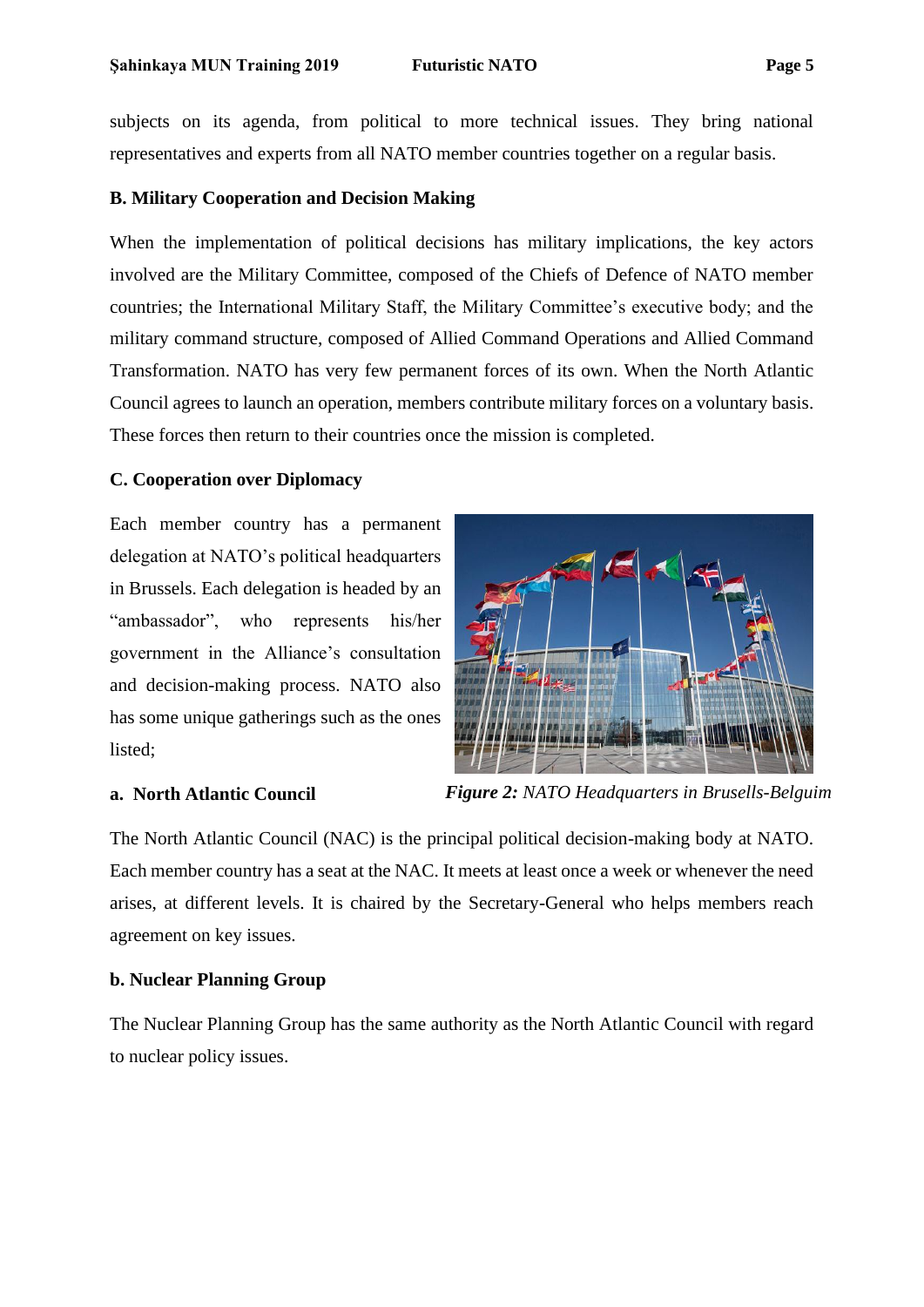subjects on its agenda, from political to more technical issues. They bring national representatives and experts from all NATO member countries together on a regular basis.

### B. Military Cooperation and Decision Making

When the implementation of political decisions has military implications, the key actors involved are the Military Committee, composed of the Chiefs of Defence of NATO member countries; the International Military Staff, the Military Committee's executive body; and the military command structure, composed of Allied Command Operations and Allied Command Transformation. NATO has very few permanent forces of its own. When the North Atlantic Council agrees to launch an operation, members contribute military forces on a voluntary basis. These forces then return to their countries once the mission is completed.

### C. Cooperation over Diplomacy

Each member country has a permanent delegation at NATO's political headquarters in Brussels. Each delegation is headed by an "ambassador", who represents his/her government in the Alliance's consultation and decision-making process. NATO also has some unique gatherings such as the ones listed;

***Figure 2:*** *NATO Headquarters in Brusells-Belguim*

#### a. North Atlantic Council

The North Atlantic Council (NAC) is the principal political decision-making body at NATO. Each member country has a seat at the NAC. It meets at least once a week or whenever the need arises, at different levels. It is chaired by the Secretary-General who helps members reach agreement on key issues.

#### b. Nuclear Planning Group

The Nuclear Planning Group has the same authority as the North Atlantic Council with regard to nuclear policy issues.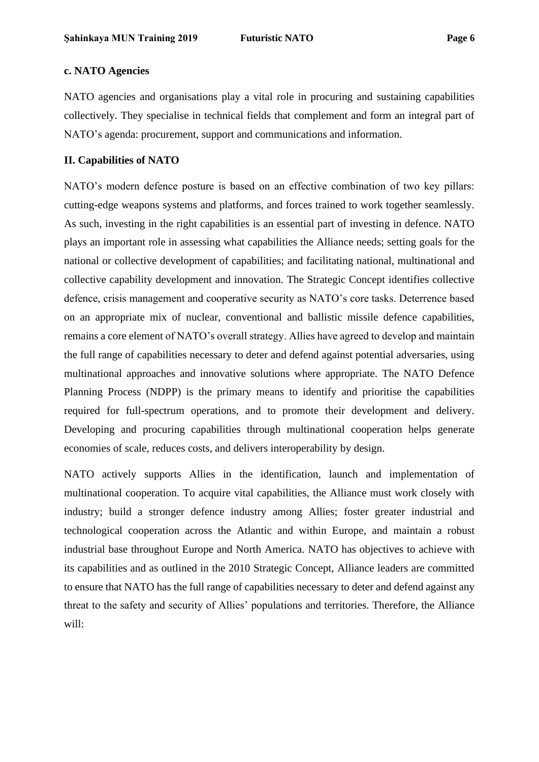### c. NATO Agencies

NATO agencies and organisations play a vital role in procuring and sustaining capabilities collectively. They specialise in technical fields that complement and form an integral part of NATO's agenda: procurement, support and communications and information.

## II. Capabilities of NATO

NATO's modern defence posture is based on an effective combination of two key pillars: cutting-edge weapons systems and platforms, and forces trained to work together seamlessly. As such, investing in the right capabilities is an essential part of investing in defence. NATO plays an important role in assessing what capabilities the Alliance needs; setting goals for the national or collective development of capabilities; and facilitating national, multinational and collective capability development and innovation. The Strategic Concept identifies collective defence, crisis management and cooperative security as NATO's core tasks. Deterrence based on an appropriate mix of nuclear, conventional and ballistic missile defence capabilities, remains a core element of NATO's overall strategy. Allies have agreed to develop and maintain the full range of capabilities necessary to deter and defend against potential adversaries, using multinational approaches and innovative solutions where appropriate. The NATO Defence Planning Process (NDPP) is the primary means to identify and prioritise the capabilities required for full-spectrum operations, and to promote their development and delivery. Developing and procuring capabilities through multinational cooperation helps generate economies of scale, reduces costs, and delivers interoperability by design.

NATO actively supports Allies in the identification, launch and implementation of multinational cooperation. To acquire vital capabilities, the Alliance must work closely with industry; build a stronger defence industry among Allies; foster greater industrial and technological cooperation across the Atlantic and within Europe, and maintain a robust industrial base throughout Europe and North America. NATO has objectives to achieve with its capabilities and as outlined in the 2010 Strategic Concept, Alliance leaders are committed to ensure that NATO has the full range of capabilities necessary to deter and defend against any threat to the safety and security of Allies' populations and territories. Therefore, the Alliance will: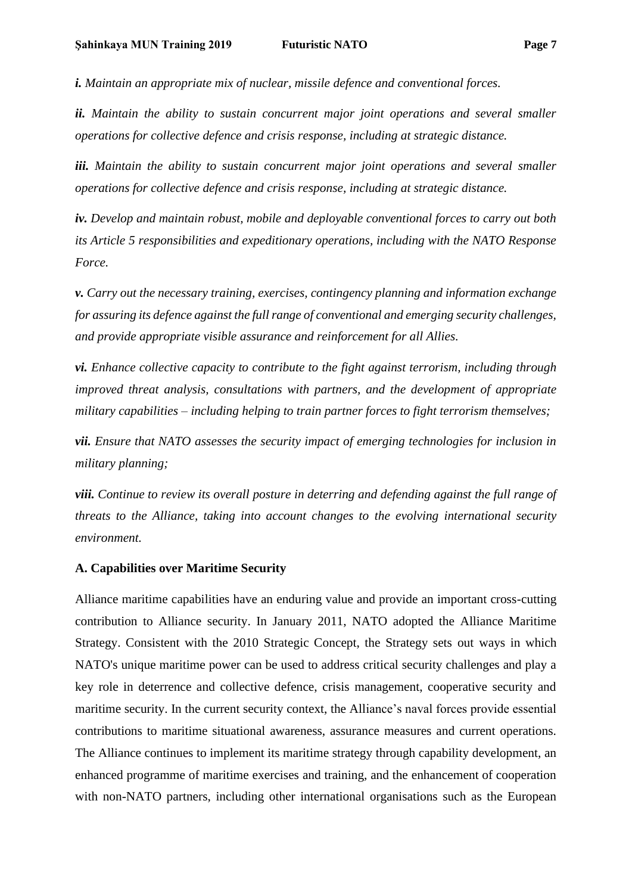***i.*** *Maintain an appropriate mix of nuclear, missile defence and conventional forces.*

***ii.*** *Maintain the ability to sustain concurrent major joint operations and several smaller operations for collective defence and crisis response, including at strategic distance.*

***iii.*** *Maintain the ability to sustain concurrent major joint operations and several smaller operations for collective defence and crisis response, including at strategic distance.*

***iv.*** *Develop and maintain robust, mobile and deployable conventional forces to carry out both its Article 5 responsibilities and expeditionary operations, including with the NATO Response Force.*

***v.*** *Carry out the necessary training, exercises, contingency planning and information exchange for assuring its defence against the full range of conventional and emerging security challenges, and provide appropriate visible assurance and reinforcement for all Allies.*

***vi.*** *Enhance collective capacity to contribute to the fight against terrorism, including through improved threat analysis, consultations with partners, and the development of appropriate military capabilities – including helping to train partner forces to fight terrorism themselves;*

***vii.*** *Ensure that NATO assesses the security impact of emerging technologies for inclusion in military planning;*

***viii.*** *Continue to review its overall posture in deterring and defending against the full range of threats to the Alliance, taking into account changes to the evolving international security environment.*

**A. Capabilities over Maritime Security**

Alliance maritime capabilities have an enduring value and provide an important cross-cutting contribution to Alliance security. In January 2011, NATO adopted the Alliance Maritime Strategy. Consistent with the 2010 Strategic Concept, the Strategy sets out ways in which NATO's unique maritime power can be used to address critical security challenges and play a key role in deterrence and collective defence, crisis management, cooperative security and maritime security. In the current security context, the Alliance's naval forces provide essential contributions to maritime situational awareness, assurance measures and current operations. The Alliance continues to implement its maritime strategy through capability development, an enhanced programme of maritime exercises and training, and the enhancement of cooperation with non-NATO partners, including other international organisations such as the European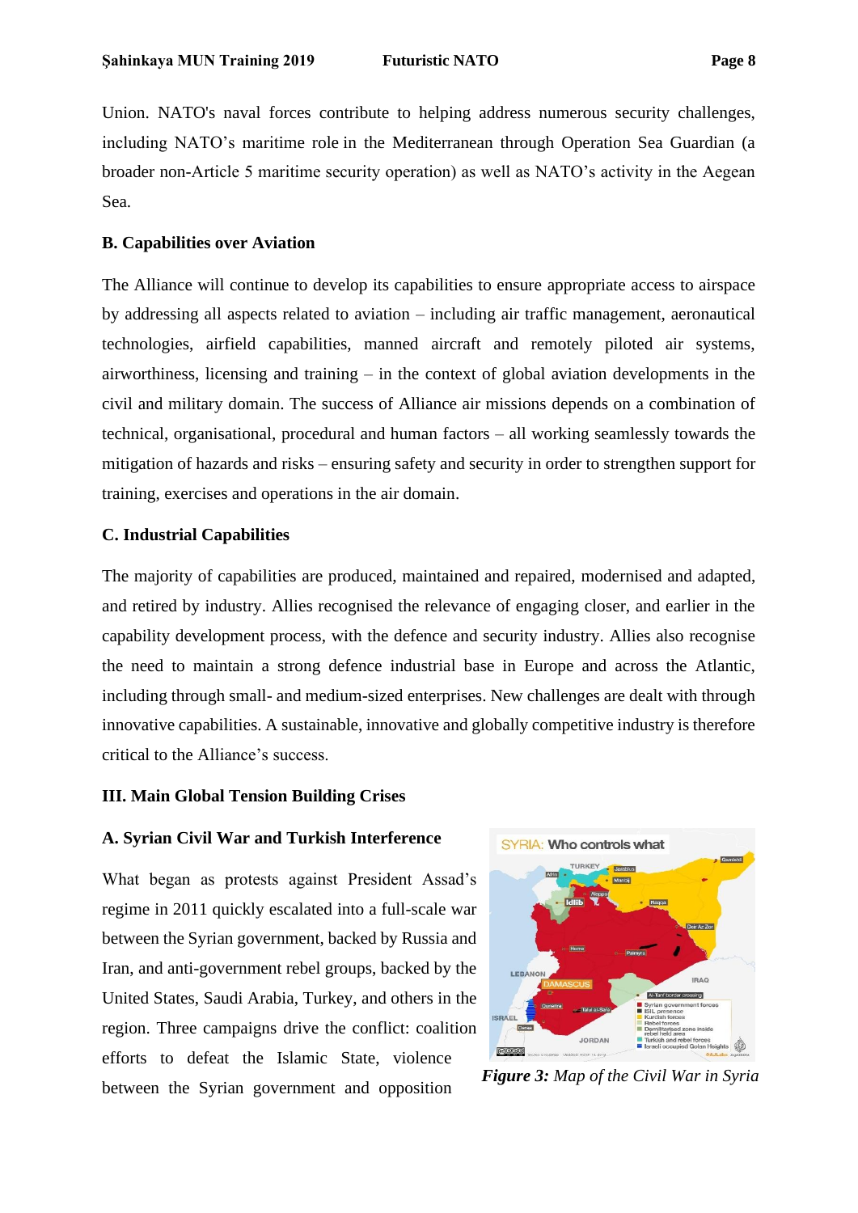Union. NATO's naval forces contribute to helping address numerous security challenges, including NATO's maritime role in the Mediterranean through Operation Sea Guardian (a broader non-Article 5 maritime security operation) as well as NATO's activity in the Aegean Sea.

### B. Capabilities over Aviation

The Alliance will continue to develop its capabilities to ensure appropriate access to airspace by addressing all aspects related to aviation – including air traffic management, aeronautical technologies, airfield capabilities, manned aircraft and remotely piloted air systems, airworthiness, licensing and training – in the context of global aviation developments in the civil and military domain. The success of Alliance air missions depends on a combination of technical, organisational, procedural and human factors – all working seamlessly towards the mitigation of hazards and risks – ensuring safety and security in order to strengthen support for training, exercises and operations in the air domain.

### C. Industrial Capabilities

The majority of capabilities are produced, maintained and repaired, modernised and adapted, and retired by industry. Allies recognised the relevance of engaging closer, and earlier in the capability development process, with the defence and security industry. Allies also recognise the need to maintain a strong defence industrial base in Europe and across the Atlantic, including through small- and medium-sized enterprises. New challenges are dealt with through innovative capabilities. A sustainable, innovative and globally competitive industry is therefore critical to the Alliance's success.

## III. Main Global Tension Building Crises

### A. Syrian Civil War and Turkish Interference

What began as protests against President Assad's regime in 2011 quickly escalated into a full-scale war between the Syrian government, backed by Russia and Iran, and anti-government rebel groups, backed by the United States, Saudi Arabia, Turkey, and others in the region. Three campaigns drive the conflict: coalition efforts to defeat the Islamic State, violence between the Syrian government and opposition

*Figure 3: Map of the Civil War in Syria*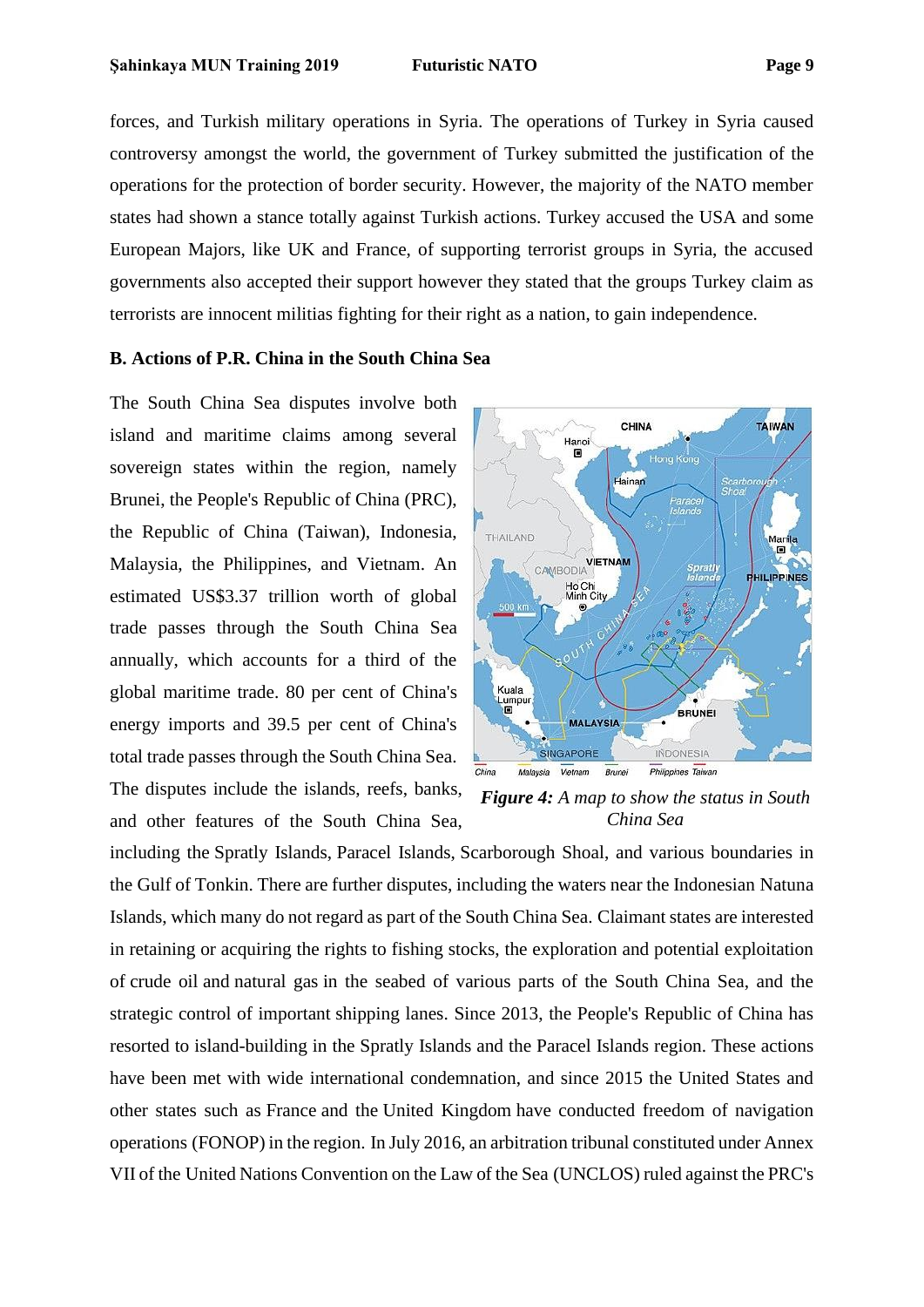forces, and Turkish military operations in Syria. The operations of Turkey in Syria caused controversy amongst the world, the government of Turkey submitted the justification of the operations for the protection of border security. However, the majority of the NATO member states had shown a stance totally against Turkish actions. Turkey accused the USA and some European Majors, like UK and France, of supporting terrorist groups in Syria, the accused governments also accepted their support however they stated that the groups Turkey claim as terrorists are innocent militias fighting for their right as a nation, to gain independence.

**B. Actions of P.R. China in the South China Sea**

The South China Sea disputes involve both island and maritime claims among several sovereign states within the region, namely Brunei, the People's Republic of China (PRC), the Republic of China (Taiwan), Indonesia, Malaysia, the Philippines, and Vietnam. An estimated US$3.37 trillion worth of global trade passes through the South China Sea annually, which accounts for a third of the global maritime trade. 80 per cent of China's energy imports and 39.5 per cent of China's total trade passes through the South China Sea. The disputes include the islands, reefs, banks, and other features of the South China Sea, including the Spratly Islands, Paracel Islands, Scarborough Shoal, and various boundaries in the Gulf of Tonkin. There are further disputes, including the waters near the Indonesian Natuna Islands, which many do not regard as part of the South China Sea. Claimant states are interested in retaining or acquiring the rights to fishing stocks, the exploration and potential exploitation of crude oil and natural gas in the seabed of various parts of the South China Sea, and the strategic control of important shipping lanes. Since 2013, the People's Republic of China has resorted to island-building in the Spratly Islands and the Paracel Islands region. These actions have been met with wide international condemnation, and since 2015 the United States and other states such as France and the United Kingdom have conducted freedom of navigation operations (FONOP) in the region. In July 2016, an arbitration tribunal constituted under Annex VII of the United Nations Convention on the Law of the Sea (UNCLOS) ruled against the PRC's

***Figure 4:*** *A map to show the status in South China Sea*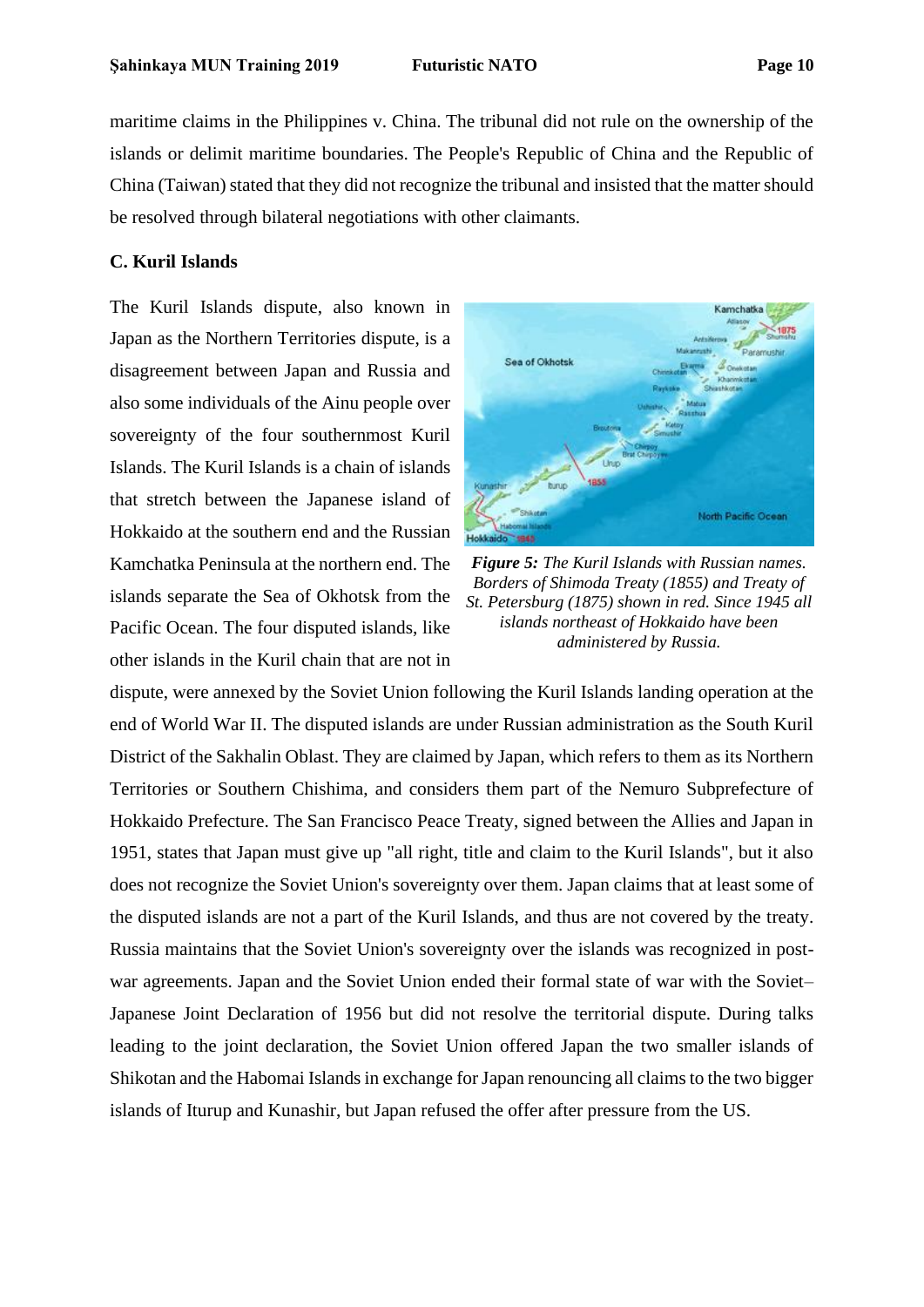maritime claims in the Philippines v. China. The tribunal did not rule on the ownership of the islands or delimit maritime boundaries. The People's Republic of China and the Republic of China (Taiwan) stated that they did not recognize the tribunal and insisted that the matter should be resolved through bilateral negotiations with other claimants.

### C. Kuril Islands

The Kuril Islands dispute, also known in Japan as the Northern Territories dispute, is a disagreement between Japan and Russia and also some individuals of the Ainu people over sovereignty of the four southernmost Kuril Islands. The Kuril Islands is a chain of islands that stretch between the Japanese island of Hokkaido at the southern end and the Russian Kamchatka Peninsula at the northern end. The islands separate the Sea of Okhotsk from the Pacific Ocean. The four disputed islands, like other islands in the Kuril chain that are not in dispute, were annexed by the Soviet Union following the Kuril Islands landing operation at the end of World War II. The disputed islands are under Russian administration as the South Kuril District of the Sakhalin Oblast. They are claimed by Japan, which refers to them as its Northern Territories or Southern Chishima, and considers them part of the Nemuro Subprefecture of Hokkaido Prefecture. The San Francisco Peace Treaty, signed between the Allies and Japan in 1951, states that Japan must give up "all right, title and claim to the Kuril Islands", but it also does not recognize the Soviet Union's sovereignty over them. Japan claims that at least some of the disputed islands are not a part of the Kuril Islands, and thus are not covered by the treaty. Russia maintains that the Soviet Union's sovereignty over the islands was recognized in post-war agreements. Japan and the Soviet Union ended their formal state of war with the Soviet–Japanese Joint Declaration of 1956 but did not resolve the territorial dispute. During talks leading to the joint declaration, the Soviet Union offered Japan the two smaller islands of Shikotan and the Habomai Islands in exchange for Japan renouncing all claims to the two bigger islands of Iturup and Kunashir, but Japan refused the offer after pressure from the US.

***Figure 5:*** *The Kuril Islands with Russian names. Borders of Shimoda Treaty (1855) and Treaty of St. Petersburg (1875) shown in red. Since 1945 all islands northeast of Hokkaido have been administered by Russia.*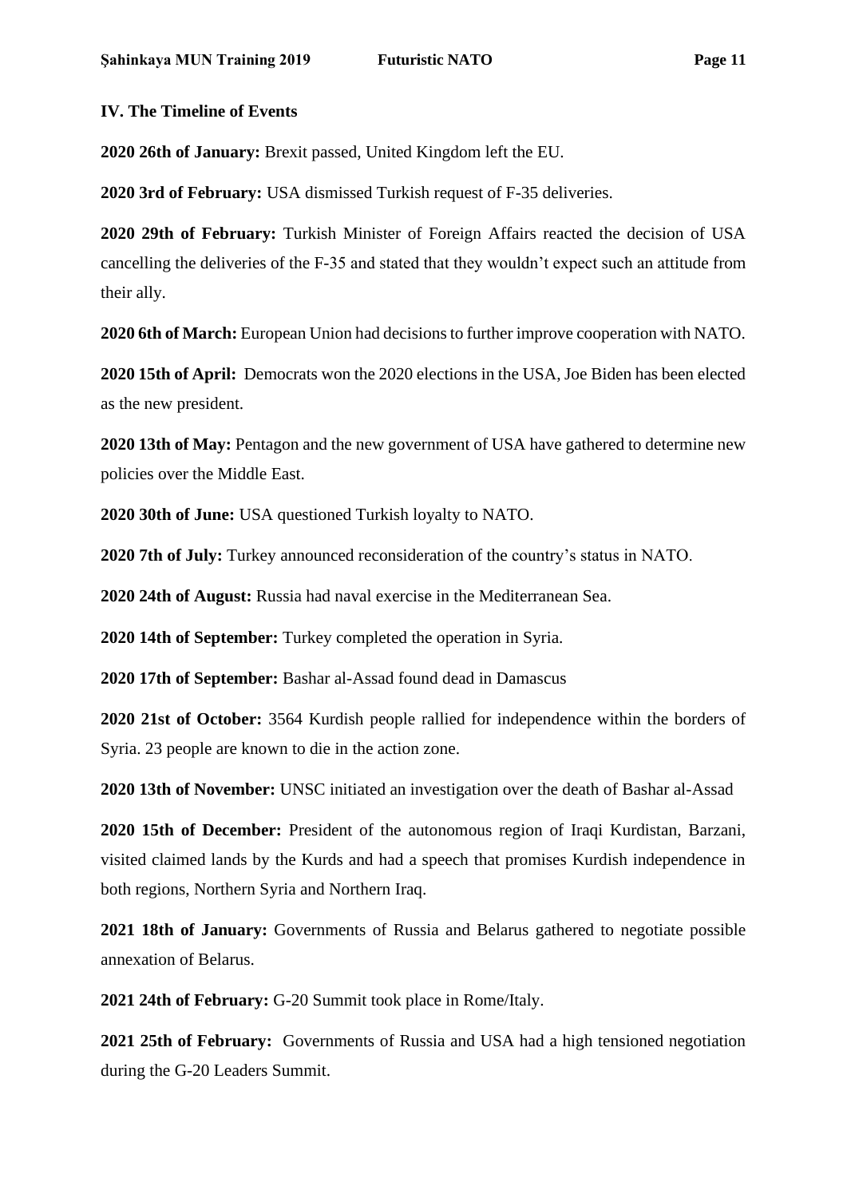## IV. The Timeline of Events

**2020 26th of January:** Brexit passed, United Kingdom left the EU.

**2020 3rd of February:** USA dismissed Turkish request of F-35 deliveries.

**2020 29th of February:** Turkish Minister of Foreign Affairs reacted the decision of USA cancelling the deliveries of the F-35 and stated that they wouldn't expect such an attitude from their ally.

**2020 6th of March:** European Union had decisions to further improve cooperation with NATO.

**2020 15th of April:** Democrats won the 2020 elections in the USA, Joe Biden has been elected as the new president.

**2020 13th of May:** Pentagon and the new government of USA have gathered to determine new policies over the Middle East.

**2020 30th of June:** USA questioned Turkish loyalty to NATO.

**2020 7th of July:** Turkey announced reconsideration of the country's status in NATO.

**2020 24th of August:** Russia had naval exercise in the Mediterranean Sea.

**2020 14th of September:** Turkey completed the operation in Syria.

**2020 17th of September:** Bashar al-Assad found dead in Damascus

**2020 21st of October:** 3564 Kurdish people rallied for independence within the borders of Syria. 23 people are known to die in the action zone.

**2020 13th of November:** UNSC initiated an investigation over the death of Bashar al-Assad

**2020 15th of December:** President of the autonomous region of Iraqi Kurdistan, Barzani, visited claimed lands by the Kurds and had a speech that promises Kurdish independence in both regions, Northern Syria and Northern Iraq.

**2021 18th of January:** Governments of Russia and Belarus gathered to negotiate possible annexation of Belarus.

**2021 24th of February:** G-20 Summit took place in Rome/Italy.

**2021 25th of February:** Governments of Russia and USA had a high tensioned negotiation during the G-20 Leaders Summit.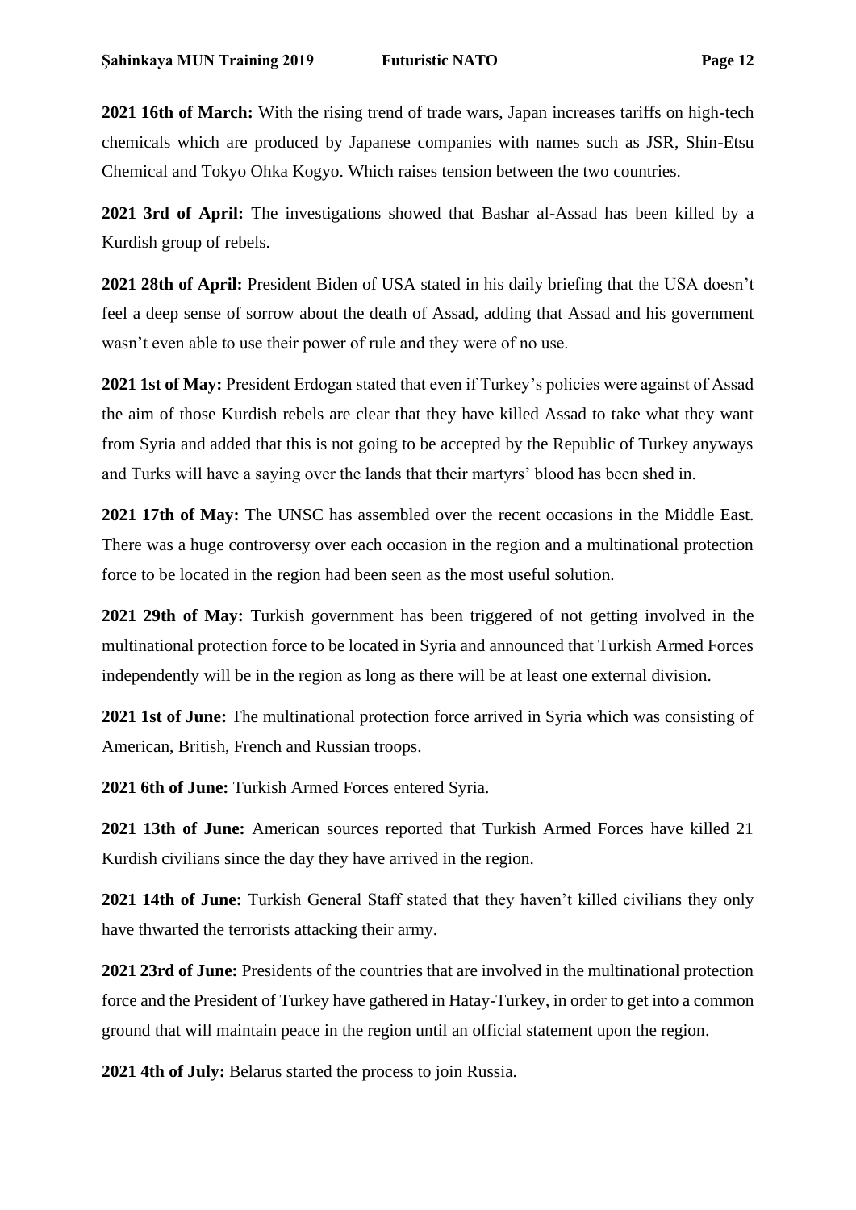**2021 16th of March:** With the rising trend of trade wars, Japan increases tariffs on high-tech chemicals which are produced by Japanese companies with names such as JSR, Shin-Etsu Chemical and Tokyo Ohka Kogyo. Which raises tension between the two countries.

**2021 3rd of April:** The investigations showed that Bashar al-Assad has been killed by a Kurdish group of rebels.

**2021 28th of April:** President Biden of USA stated in his daily briefing that the USA doesn't feel a deep sense of sorrow about the death of Assad, adding that Assad and his government wasn't even able to use their power of rule and they were of no use.

**2021 1st of May:** President Erdogan stated that even if Turkey's policies were against of Assad the aim of those Kurdish rebels are clear that they have killed Assad to take what they want from Syria and added that this is not going to be accepted by the Republic of Turkey anyways and Turks will have a saying over the lands that their martyrs' blood has been shed in.

**2021 17th of May:** The UNSC has assembled over the recent occasions in the Middle East. There was a huge controversy over each occasion in the region and a multinational protection force to be located in the region had been seen as the most useful solution.

**2021 29th of May:** Turkish government has been triggered of not getting involved in the multinational protection force to be located in Syria and announced that Turkish Armed Forces independently will be in the region as long as there will be at least one external division.

**2021 1st of June:** The multinational protection force arrived in Syria which was consisting of American, British, French and Russian troops.

**2021 6th of June:** Turkish Armed Forces entered Syria.

**2021 13th of June:** American sources reported that Turkish Armed Forces have killed 21 Kurdish civilians since the day they have arrived in the region.

**2021 14th of June:** Turkish General Staff stated that they haven't killed civilians they only have thwarted the terrorists attacking their army.

**2021 23rd of June:** Presidents of the countries that are involved in the multinational protection force and the President of Turkey have gathered in Hatay-Turkey, in order to get into a common ground that will maintain peace in the region until an official statement upon the region.

**2021 4th of July:** Belarus started the process to join Russia.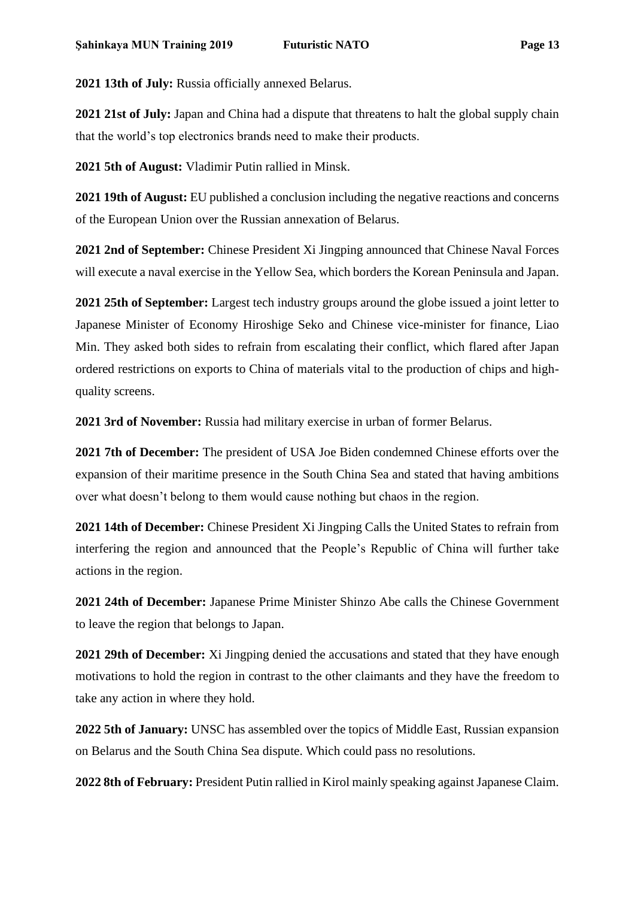**2021 13th of July:** Russia officially annexed Belarus.

**2021 21st of July:** Japan and China had a dispute that threatens to halt the global supply chain that the world's top electronics brands need to make their products.

**2021 5th of August:** Vladimir Putin rallied in Minsk.

**2021 19th of August:** EU published a conclusion including the negative reactions and concerns of the European Union over the Russian annexation of Belarus.

**2021 2nd of September:** Chinese President Xi Jingping announced that Chinese Naval Forces will execute a naval exercise in the Yellow Sea, which borders the Korean Peninsula and Japan.

**2021 25th of September:** Largest tech industry groups around the globe issued a joint letter to Japanese Minister of Economy Hiroshige Seko and Chinese vice-minister for finance, Liao Min. They asked both sides to refrain from escalating their conflict, which flared after Japan ordered restrictions on exports to China of materials vital to the production of chips and high-quality screens.

**2021 3rd of November:** Russia had military exercise in urban of former Belarus.

**2021 7th of December:** The president of USA Joe Biden condemned Chinese efforts over the expansion of their maritime presence in the South China Sea and stated that having ambitions over what doesn't belong to them would cause nothing but chaos in the region.

**2021 14th of December:** Chinese President Xi Jingping Calls the United States to refrain from interfering the region and announced that the People's Republic of China will further take actions in the region.

**2021 24th of December:** Japanese Prime Minister Shinzo Abe calls the Chinese Government to leave the region that belongs to Japan.

**2021 29th of December:** Xi Jingping denied the accusations and stated that they have enough motivations to hold the region in contrast to the other claimants and they have the freedom to take any action in where they hold.

**2022 5th of January:** UNSC has assembled over the topics of Middle East, Russian expansion on Belarus and the South China Sea dispute. Which could pass no resolutions.

**2022 8th of February:** President Putin rallied in Kirol mainly speaking against Japanese Claim.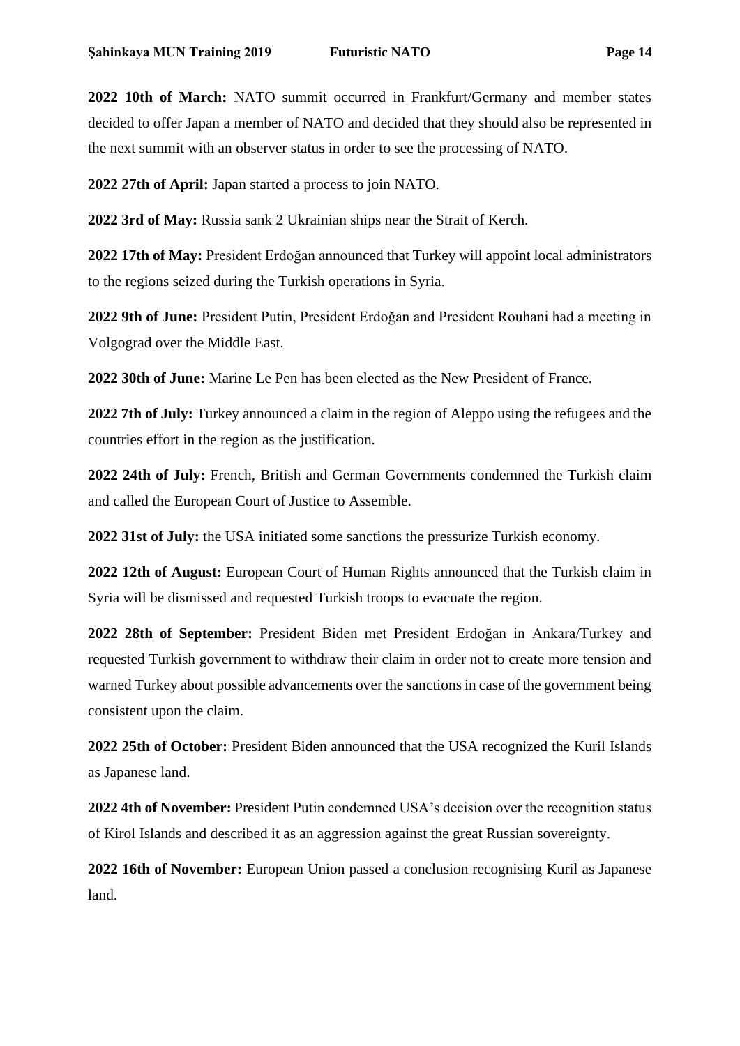**2022 10th of March:** NATO summit occurred in Frankfurt/Germany and member states decided to offer Japan a member of NATO and decided that they should also be represented in the next summit with an observer status in order to see the processing of NATO.

**2022 27th of April:** Japan started a process to join NATO.

**2022 3rd of May:** Russia sank 2 Ukrainian ships near the Strait of Kerch.

**2022 17th of May:** President Erdoğan announced that Turkey will appoint local administrators to the regions seized during the Turkish operations in Syria.

**2022 9th of June:** President Putin, President Erdoğan and President Rouhani had a meeting in Volgograd over the Middle East.

**2022 30th of June:** Marine Le Pen has been elected as the New President of France.

**2022 7th of July:** Turkey announced a claim in the region of Aleppo using the refugees and the countries effort in the region as the justification.

**2022 24th of July:** French, British and German Governments condemned the Turkish claim and called the European Court of Justice to Assemble.

**2022 31st of July:** the USA initiated some sanctions the pressurize Turkish economy.

**2022 12th of August:** European Court of Human Rights announced that the Turkish claim in Syria will be dismissed and requested Turkish troops to evacuate the region.

**2022 28th of September:** President Biden met President Erdoğan in Ankara/Turkey and requested Turkish government to withdraw their claim in order not to create more tension and warned Turkey about possible advancements over the sanctions in case of the government being consistent upon the claim.

**2022 25th of October:** President Biden announced that the USA recognized the Kuril Islands as Japanese land.

**2022 4th of November:** President Putin condemned USA's decision over the recognition status of Kirol Islands and described it as an aggression against the great Russian sovereignty.

**2022 16th of November:** European Union passed a conclusion recognising Kuril as Japanese land.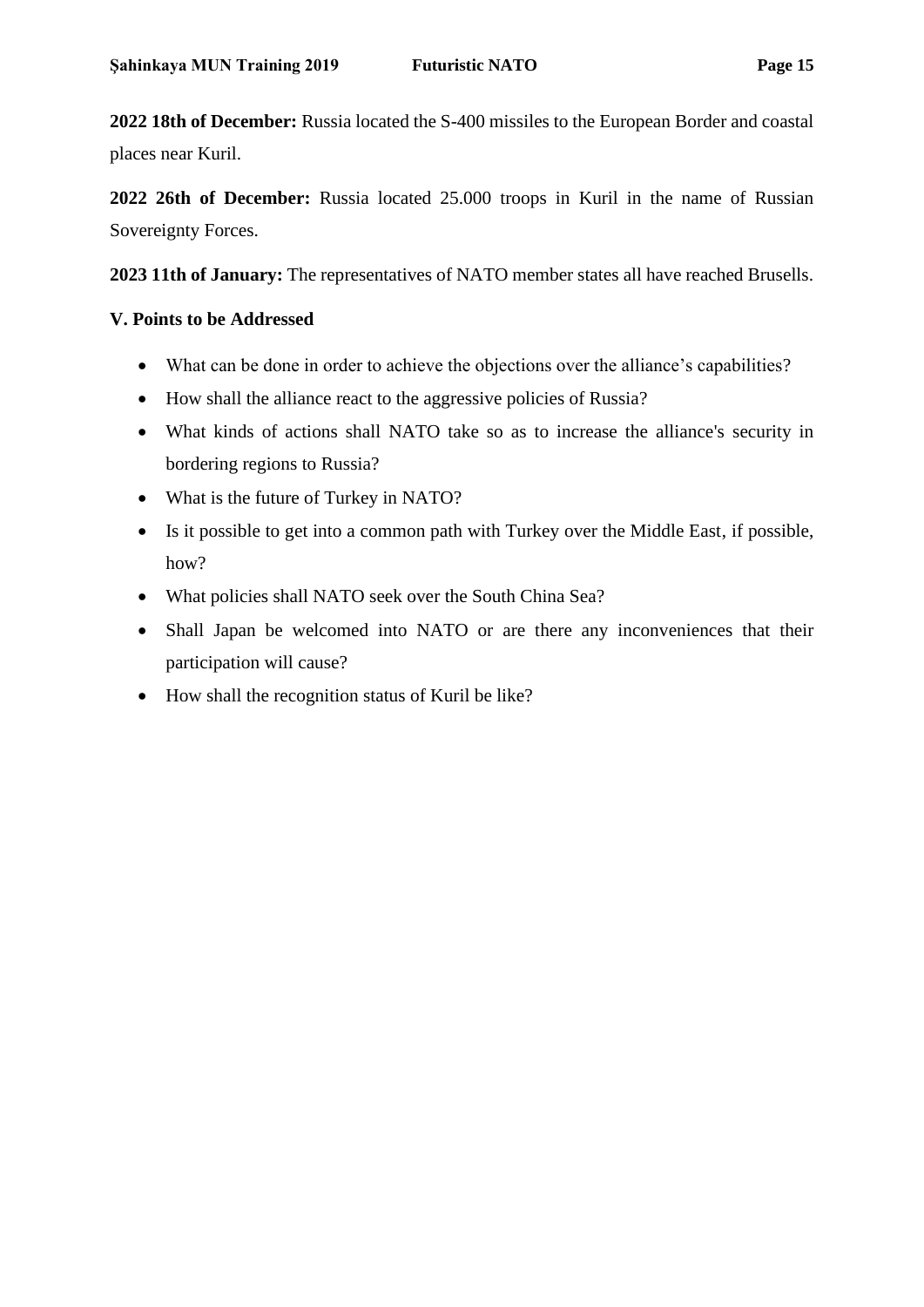**2022 18th of December:** Russia located the S-400 missiles to the European Border and coastal places near Kuril.

**2022 26th of December:** Russia located 25.000 troops in Kuril in the name of Russian Sovereignty Forces.

**2023 11th of January:** The representatives of NATO member states all have reached Brusells.

### V. Points to be Addressed

- What can be done in order to achieve the objections over the alliance's capabilities?
- How shall the alliance react to the aggressive policies of Russia?
- What kinds of actions shall NATO take so as to increase the alliance's security in bordering regions to Russia?
- What is the future of Turkey in NATO?
- Is it possible to get into a common path with Turkey over the Middle East, if possible, how?
- What policies shall NATO seek over the South China Sea?
- Shall Japan be welcomed into NATO or are there any inconveniences that their participation will cause?
- How shall the recognition status of Kuril be like?